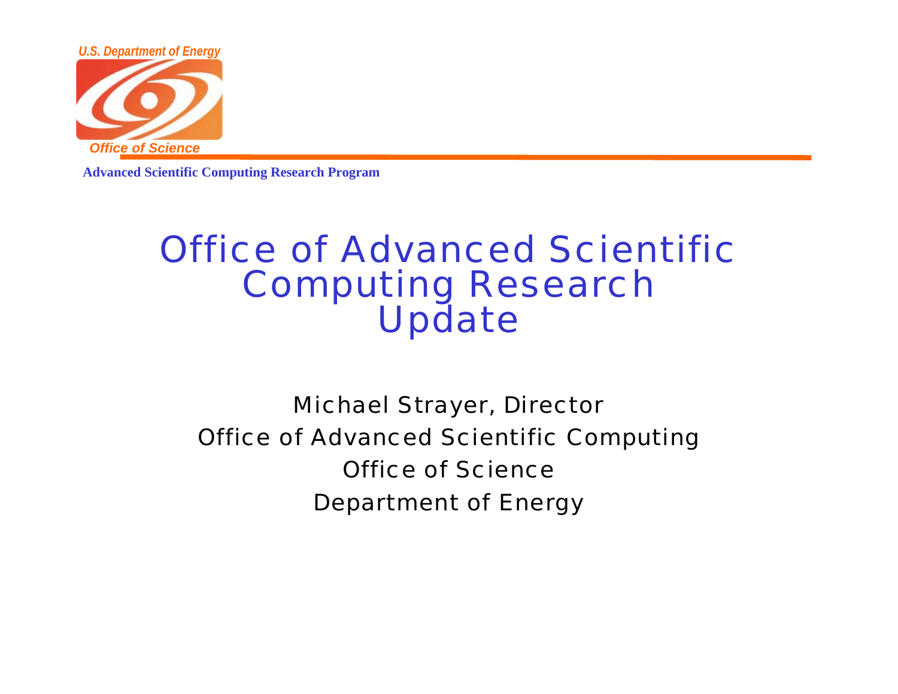U.S. Department of Energy

Office of Science

**Advanced Scientific Computing Research Program**

# Office of Advanced Scientific Computing Research Update

Michael Strayer, Director

Office of Advanced Scientific Computing

Office of Science

Department of Energy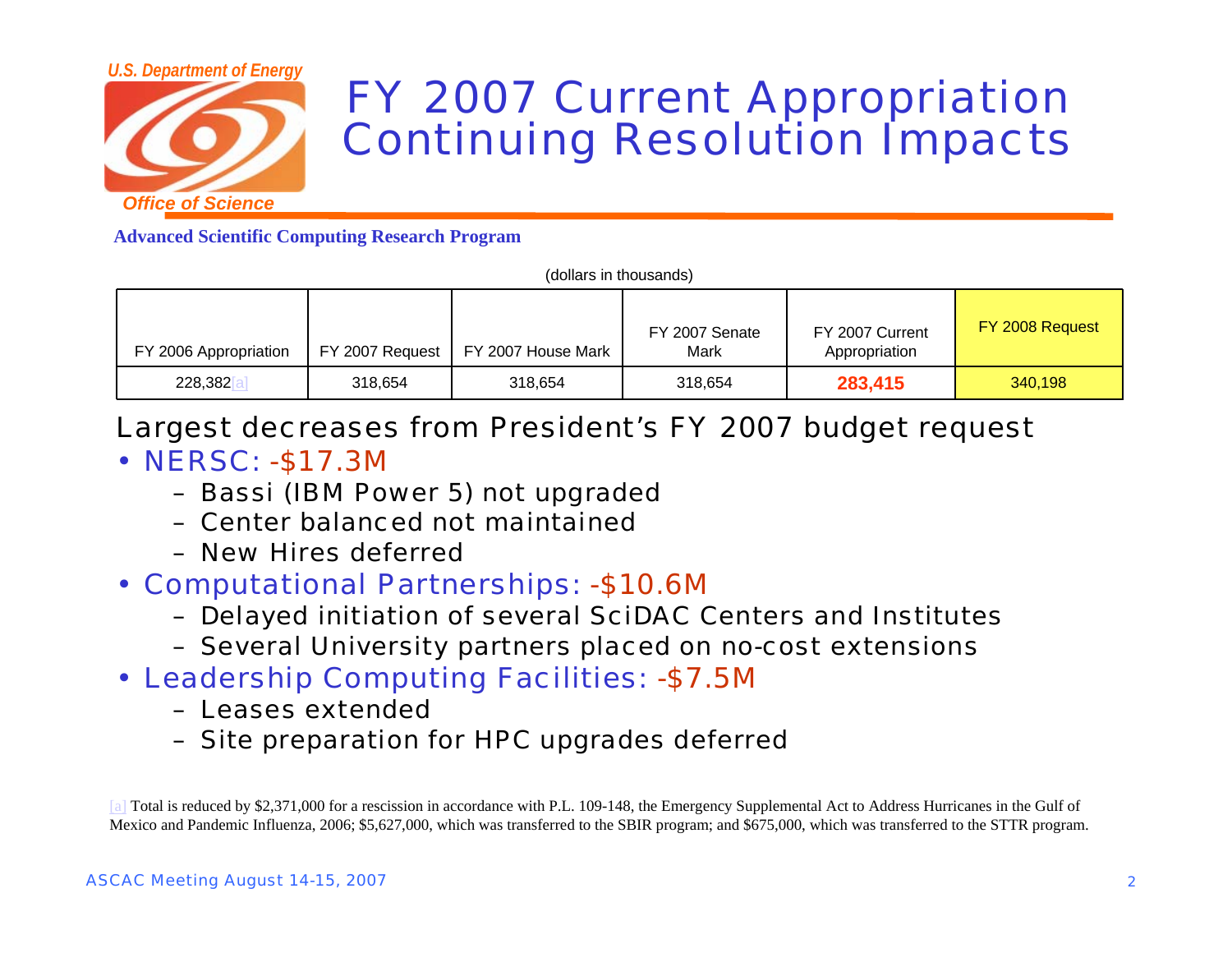# FY 2007 Current Appropriation Continuing Resolution Impacts

**Advanced Scientific Computing Research Program**

(dollars in thousands)

| FY 2006 Appropriation | FY 2007 Request | FY 2007 House Mark | FY 2007 Senate Mark | FY 2007 Current Appropriation | FY 2008 Request |
|---|---|---|---|---|---|
| 228,382[a] | 318,654 | 318,654 | 318,654 | **283,415** | 340,198 |

Largest decreases from President's FY 2007 budget request

- NERSC: -$17.3M
  - Bassi (IBM Power 5) not upgraded
  - Center balanced not maintained
  - New Hires deferred
- Computational Partnerships: -$10.6M
  - Delayed initiation of several SciDAC Centers and Institutes
  - Several University partners placed on no-cost extensions
- Leadership Computing Facilities: -$7.5M
  - Leases extended
  - Site preparation for HPC upgrades deferred

[a] Total is reduced by $2,371,000 for a rescission in accordance with P.L. 109-148, the Emergency Supplemental Act to Address Hurricanes in the Gulf of Mexico and Pandemic Influenza, 2006; $5,627,000, which was transferred to the SBIR program; and $675,000, which was transferred to the STTR program.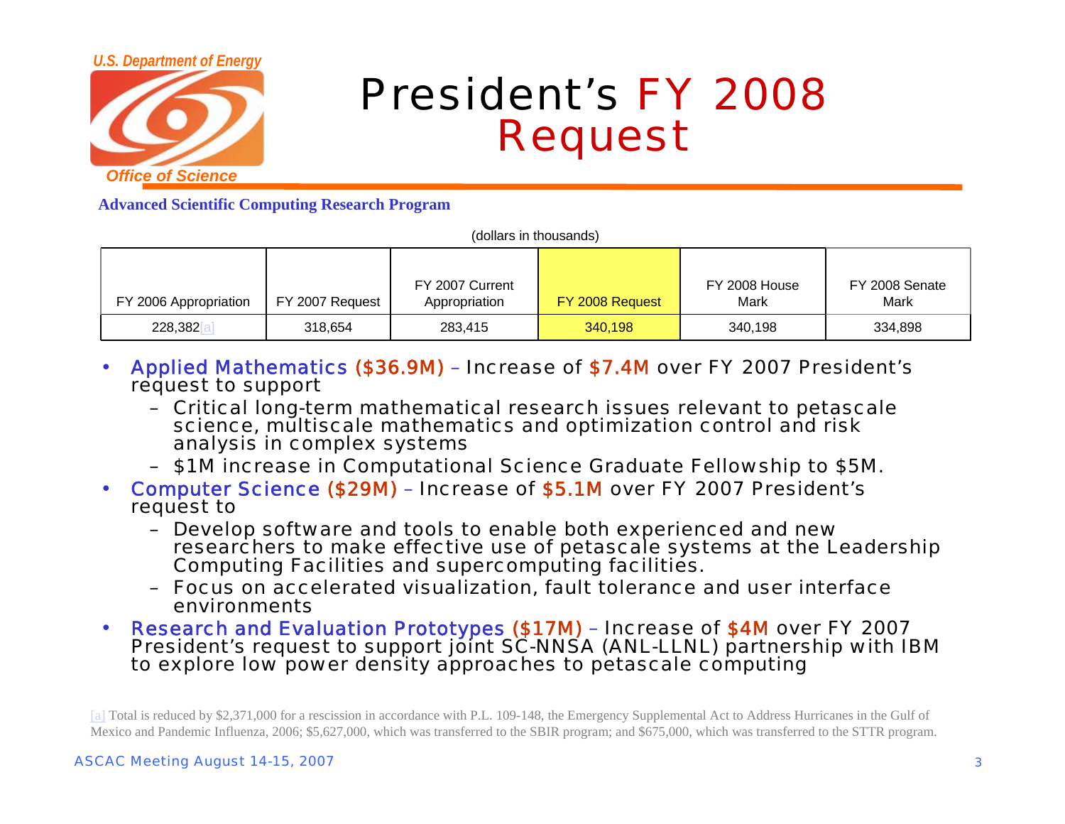# President's FY 2008 Request

**Advanced Scientific Computing Research Program**

(dollars in thousands)

| FY 2006 Appropriation | FY 2007 Request | FY 2007 Current Appropriation | FY 2008 Request | FY 2008 House Mark | FY 2008 Senate Mark |
|---|---|---|---|---|---|
| 228,382[a] | 318,654 | 283,415 | 340,198 | 340,198 | 334,898 |

- Applied Mathematics ($36.9M) – Increase of $7.4M over FY 2007 President's request to support
  - Critical long-term mathematical research issues relevant to petascale science, multiscale mathematics and optimization control and risk analysis in complex systems
  - $1M increase in Computational Science Graduate Fellowship to $5M.
- Computer Science ($29M) – Increase of $5.1M over FY 2007 President's request to
  - Develop software and tools to enable both experienced and new researchers to make effective use of petascale systems at the Leadership Computing Facilities and supercomputing facilities.
  - Focus on accelerated visualization, fault tolerance and user interface environments
- Research and Evaluation Prototypes ($17M) – Increase of $4M over FY 2007 President's request to support joint SC-NNSA (ANL-LLNL) partnership with IBM to explore low power density approaches to petascale computing

[a] Total is reduced by $2,371,000 for a rescission in accordance with P.L. 109-148, the Emergency Supplemental Act to Address Hurricanes in the Gulf of Mexico and Pandemic Influenza, 2006; $5,627,000, which was transferred to the SBIR program; and $675,000, which was transferred to the STTR program.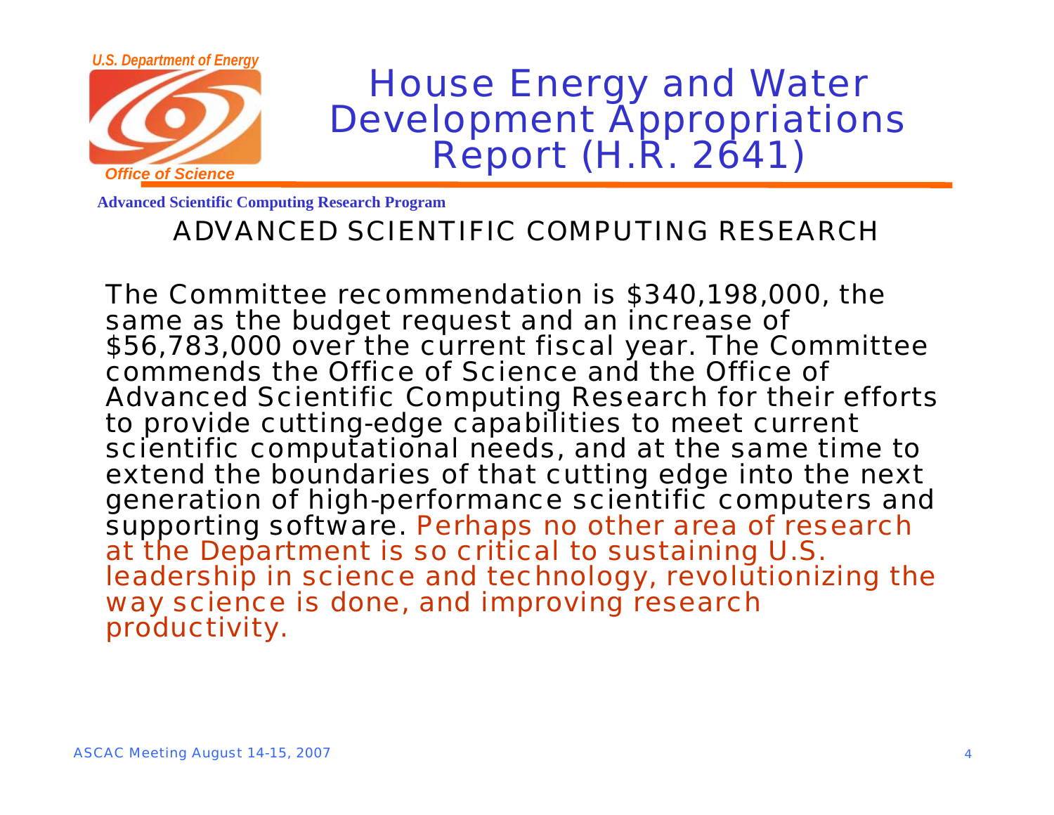# House Energy and Water Development Appropriations Report (H.R. 2641)

## ADVANCED SCIENTIFIC COMPUTING RESEARCH

The Committee recommendation is $340,198,000, the same as the budget request and an increase of $56,783,000 over the current fiscal year. The Committee commends the Office of Science and the Office of Advanced Scientific Computing Research for their efforts to provide cutting-edge capabilities to meet current scientific computational needs, and at the same time to extend the boundaries of that cutting edge into the next generation of high-performance scientific computers and supporting software. Perhaps no other area of research at the Department is so critical to sustaining U.S. leadership in science and technology, revolutionizing the way science is done, and improving research productivity.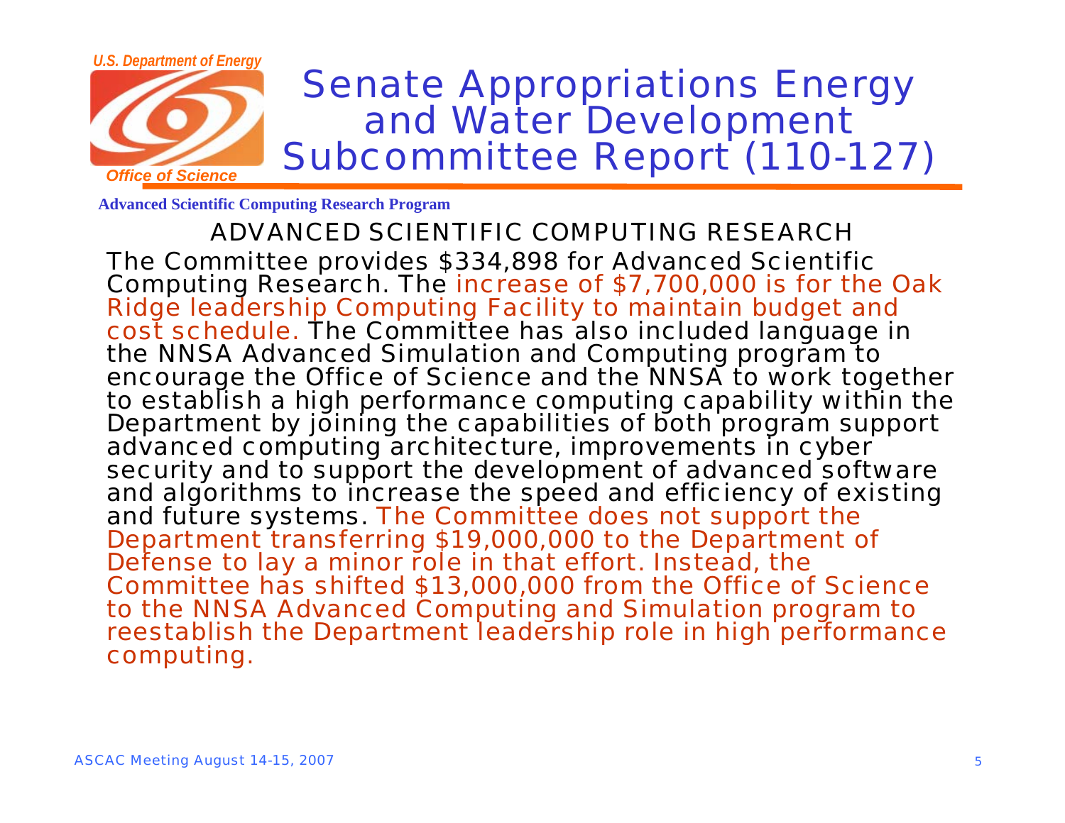# Senate Appropriations Energy and Water Development Subcommittee Report (110-127)

**Advanced Scientific Computing Research Program**

## ADVANCED SCIENTIFIC COMPUTING RESEARCH

The Committee provides $334,898 for Advanced Scientific Computing Research. The increase of $7,700,000 is for the Oak Ridge leadership Computing Facility to maintain budget and cost schedule. The Committee has also included language in the NNSA Advanced Simulation and Computing program to encourage the Office of Science and the NNSA to work together to establish a high performance computing capability within the Department by joining the capabilities of both program support advanced computing architecture, improvements in cyber security and to support the development of advanced software and algorithms to increase the speed and efficiency of existing and future systems. The Committee does not support the Department transferring $19,000,000 to the Department of Defense to lay a minor role in that effort. Instead, the Committee has shifted $13,000,000 from the Office of Science to the NNSA Advanced Computing and Simulation program to reestablish the Department leadership role in high performance computing.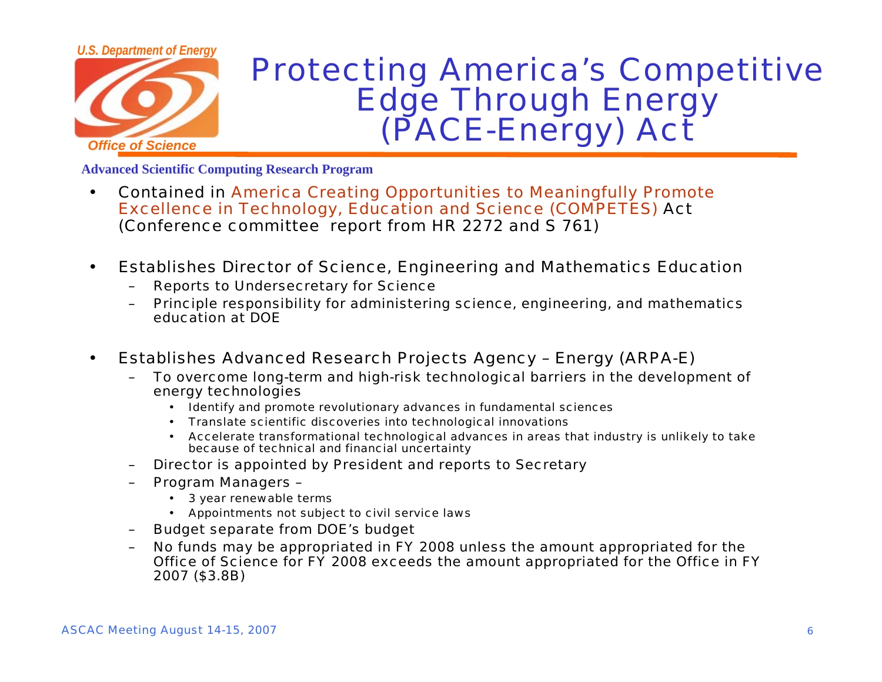# Protecting America's Competitive Edge Through Energy (PACE-Energy) Act

**Advanced Scientific Computing Research Program**

- Contained in America Creating Opportunities to Meaningfully Promote Excellence in Technology, Education and Science (COMPETES) Act (Conference committee report from HR 2272 and S 761)
- Establishes Director of Science, Engineering and Mathematics Education
  - Reports to Undersecretary for Science
  - Principle responsibility for administering science, engineering, and mathematics education at DOE
- Establishes Advanced Research Projects Agency – Energy (ARPA-E)
  - To overcome long-term and high-risk technological barriers in the development of energy technologies
    - Identify and promote revolutionary advances in fundamental sciences
    - Translate scientific discoveries into technological innovations
    - Accelerate transformational technological advances in areas that industry is unlikely to take because of technical and financial uncertainty
  - Director is appointed by President and reports to Secretary
  - Program Managers –
    - 3 year renewable terms
    - Appointments not subject to civil service laws
  - Budget separate from DOE's budget
  - No funds may be appropriated in FY 2008 unless the amount appropriated for the Office of Science for FY 2008 exceeds the amount appropriated for the Office in FY 2007 ($3.8B)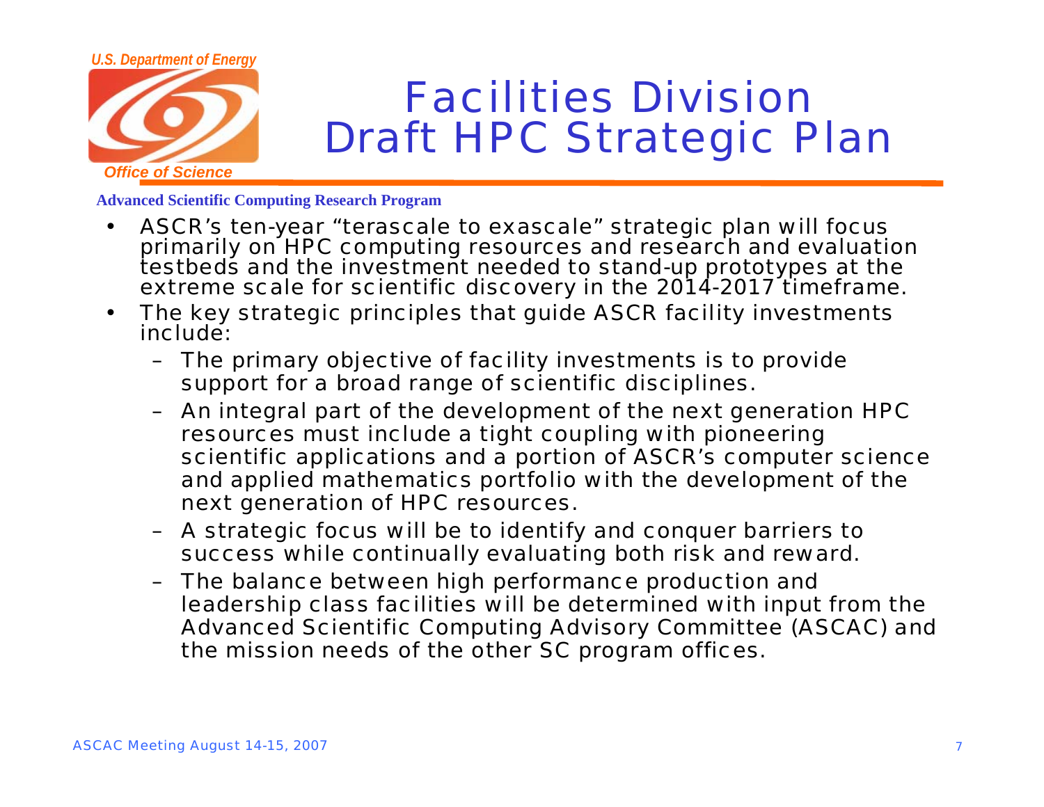# Facilities Division Draft HPC Strategic Plan

**Advanced Scientific Computing Research Program**

- ASCR's ten-year "terascale to exascale" strategic plan will focus primarily on HPC computing resources and research and evaluation testbeds and the investment needed to stand-up prototypes at the extreme scale for scientific discovery in the 2014-2017 timeframe.
- The key strategic principles that guide ASCR facility investments include:
  - The primary objective of facility investments is to provide support for a broad range of scientific disciplines.
  - An integral part of the development of the next generation HPC resources must include a tight coupling with pioneering scientific applications and a portion of ASCR's computer science and applied mathematics portfolio with the development of the next generation of HPC resources.
  - A strategic focus will be to identify and conquer barriers to success while continually evaluating both risk and reward.
  - The balance between high performance production and leadership class facilities will be determined with input from the Advanced Scientific Computing Advisory Committee (ASCAC) and the mission needs of the other SC program offices.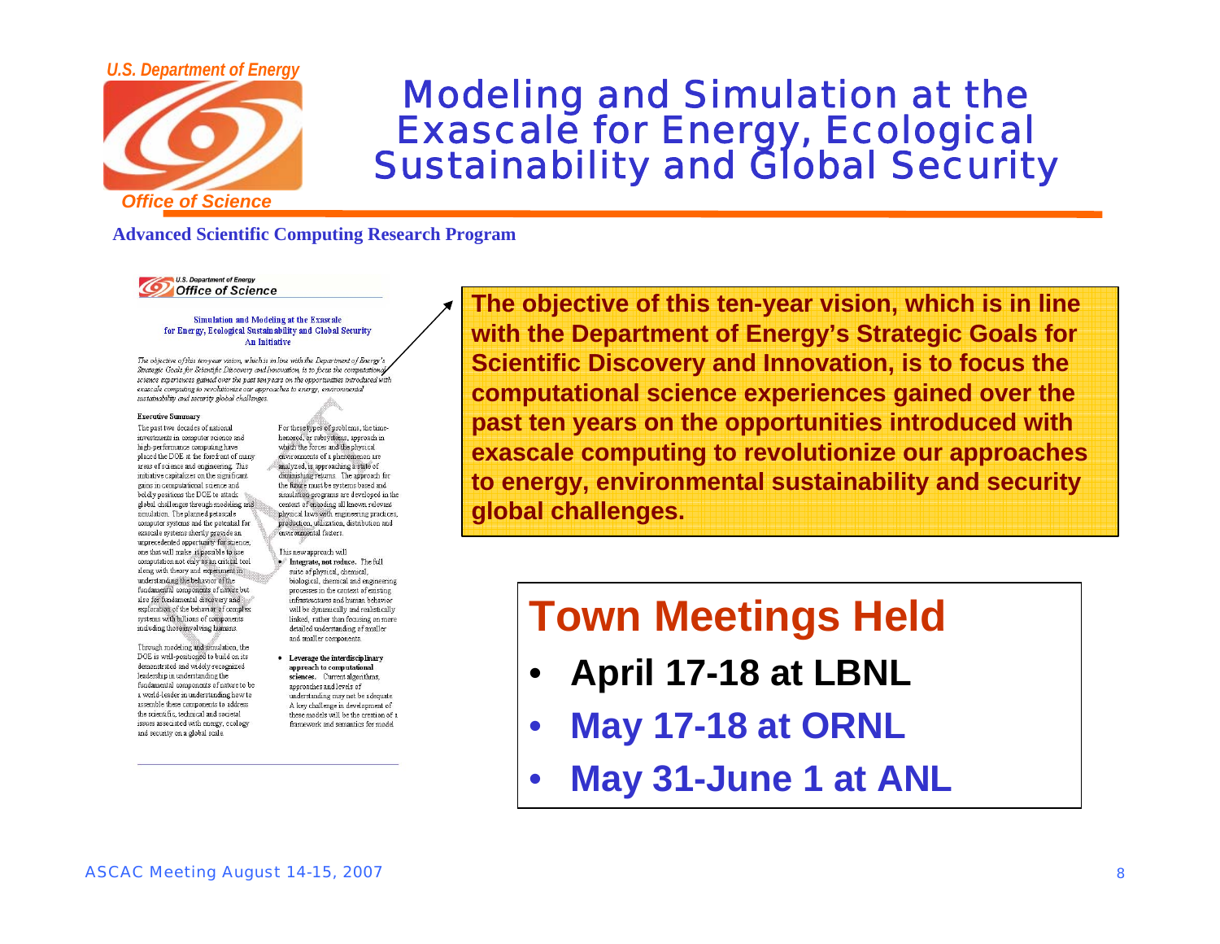U.S. Department of Energy

Office of Science

# Modeling and Simulation at the Exascale for Energy, Ecological Sustainability and Global Security

**Advanced Scientific Computing Research Program**

U.S. Department of Energy
Office of Science

Simulation and Modeling at the Exascale for Energy, Ecological Sustainability and Global Security
An Initiative

*The objective of this ten-year vision, which is in line with the Department of Energy's Strategic Goals for Scientific Discovery and Innovation, is to focus the computational science experiences gained over the past ten years on the opportunities introduced with exascale computing to revolutionize our approaches to energy, environmental sustainability and security global challenges.*

**Executive Summary**

The past two decades of national investments in computer science and high-performance computing have placed the DOE at the forefront of many areas of science and engineering. This initiative capitalizes on the significant gains in computational science and boldly positions the DOE to attack global challenges through modeling and simulation. The planned petascale computer systems and the potential for exascale systems shortly provide an unprecedented opportunity for science, one that will make it possible to use computation not only as an critical tool along with theory and experiment in understanding the behavior of the fundamental components of nature but also for fundamental discovery and exploration of the behavior of complex systems with billions of components including those involving humans.

Through modeling and simulation, the DOE is well-positioned to build on its demonstrated and widely recognized leadership in understanding the fundamental components of nature to be a world-leader in understanding how to assemble these components to address the scientific, technical and societal issues associated with energy, ecology and security on a global scale.

For these types of problems, the time-honored, or subsystems, approach in which the forces and the physical environments of a phenomenon are analyzed, is approaching a state of diminishing returns. The approach for the future must be systems based and simulation programs are developed in the context of encoding all known relevant physical laws with engineering practices, production, utilization, distribution and environmental factors.

This new approach will

- **Integrate, not reduce.** The full suite of physical, chemical, biological, chemical and engineering processes in the context of existing infrastructures and human behavior will be dynamically and realistically linked, rather than focusing on more detailed understanding of smaller and smaller components.
- **Leverage the interdisciplinary approach to computational sciences.** Current algorithms, approaches and levels of understanding may not be adequate. A key challenge in development of these models will be the creation of a framework and semantics for model

**The objective of this ten-year vision, which is in line with the Department of Energy's Strategic Goals for Scientific Discovery and Innovation, is to focus the computational science experiences gained over the past ten years on the opportunities introduced with exascale computing to revolutionize our approaches to energy, environmental sustainability and security global challenges.**

## Town Meetings Held

- **April 17-18 at LBNL**
- **May 17-18 at ORNL**
- **May 31-June 1 at ANL**

ASCAC Meeting August 14-15, 2007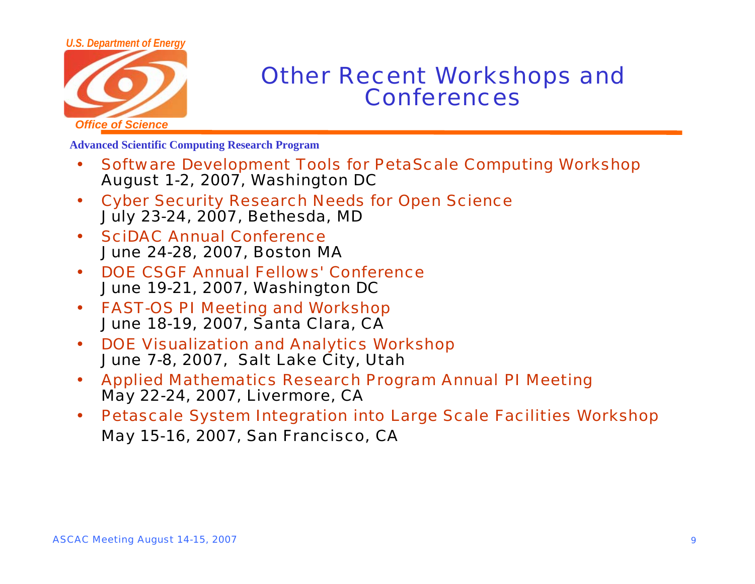# Other Recent Workshops and Conferences

- Software Development Tools for PetaScale Computing Workshop
  August 1-2, 2007, Washington DC
- Cyber Security Research Needs for Open Science
  July 23-24, 2007, Bethesda, MD
- SciDAC Annual Conference
  June 24-28, 2007, Boston MA
- DOE CSGF Annual Fellows' Conference
  June 19-21, 2007, Washington DC
- FAST-OS PI Meeting and Workshop
  June 18-19, 2007, Santa Clara, CA
- DOE Visualization and Analytics Workshop
  June 7-8, 2007, Salt Lake City, Utah
- Applied Mathematics Research Program Annual PI Meeting
  May 22-24, 2007, Livermore, CA
- Petascale System Integration into Large Scale Facilities Workshop
  May 15-16, 2007, San Francisco, CA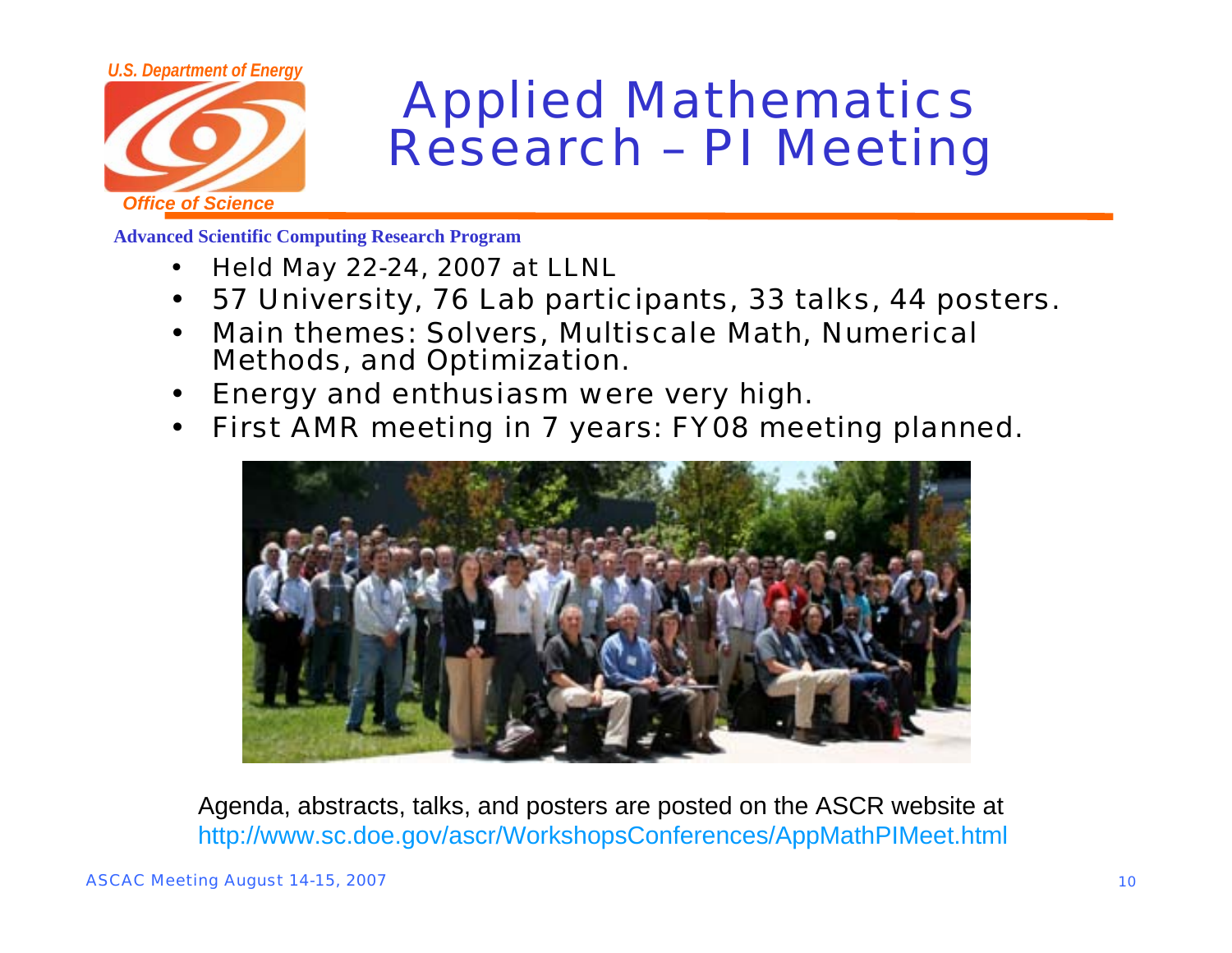# Applied Mathematics Research – PI Meeting

**Advanced Scientific Computing Research Program**

- Held May 22-24, 2007 at LLNL
- 57 University, 76 Lab participants, 33 talks, 44 posters.
- Main themes: Solvers, Multiscale Math, Numerical Methods, and Optimization.
- Energy and enthusiasm were very high.
- First AMR meeting in 7 years: FY08 meeting planned.

Agenda, abstracts, talks, and posters are posted on the ASCR website at http://www.sc.doe.gov/ascr/WorkshopsConferences/AppMathPIMeet.html

ASCAC Meeting August 14-15, 2007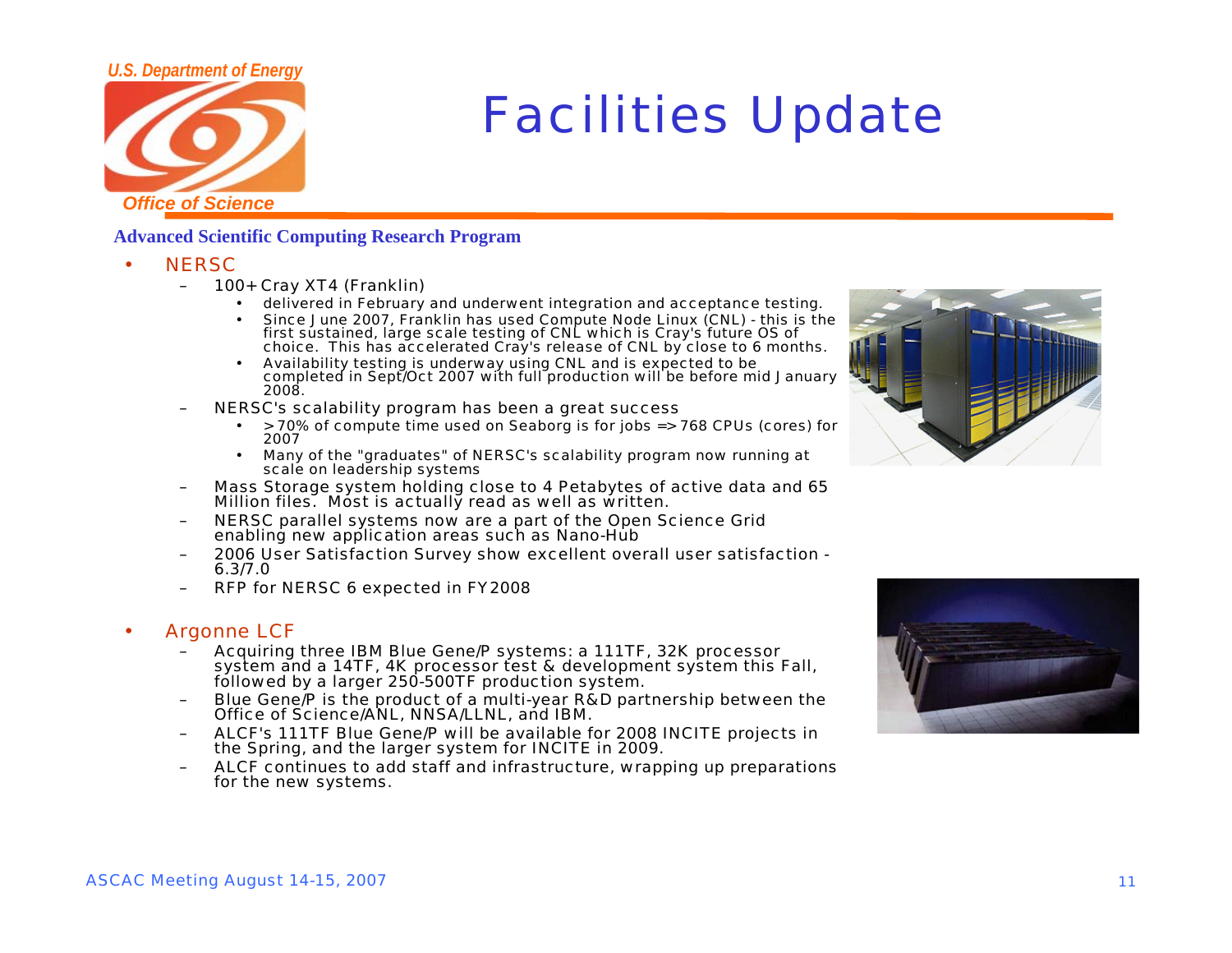# Facilities Update

**Advanced Scientific Computing Research Program**

- NERSC
  - 100+ Cray XT4 (Franklin)
    - delivered in February and underwent integration and acceptance testing.
    - Since June 2007, Franklin has used Compute Node Linux (CNL) - this is the first sustained, large scale testing of CNL which is Cray's future OS of choice. This has accelerated Cray's release of CNL by close to 6 months.
    - Availability testing is underway using CNL and is expected to be completed in Sept/Oct 2007 with full production will be before mid January 2008.
  - NERSC's scalability program has been a great success
    - >70% of compute time used on Seaborg is for jobs => 768 CPUs (cores) for 2007
    - Many of the "graduates" of NERSC's scalability program now running at scale on leadership systems
  - Mass Storage system holding close to 4 Petabytes of active data and 65 Million files. Most is actually read as well as written.
  - NERSC parallel systems now are a part of the Open Science Grid enabling new application areas such as Nano-Hub
  - 2006 User Satisfaction Survey show excellent overall user satisfaction - 6.3/7.0
  - RFP for NERSC 6 expected in FY2008

- Argonne LCF
  - Acquiring three IBM Blue Gene/P systems: a 111TF, 32K processor system and a 14TF, 4K processor test & development system this Fall, followed by a larger 250-500TF production system.
  - Blue Gene/P is the product of a multi-year R&D partnership between the Office of Science/ANL, NNSA/LLNL, and IBM.
  - ALCF's 111TF Blue Gene/P will be available for 2008 INCITE projects in the Spring, and the larger system for INCITE in 2009.
  - ALCF continues to add staff and infrastructure, wrapping up preparations for the new systems.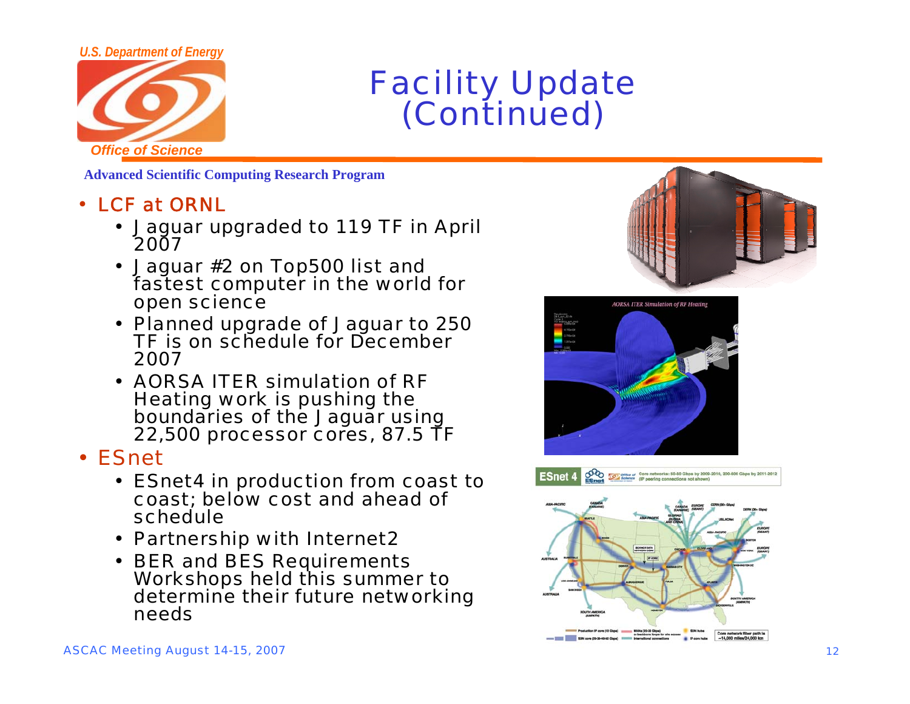# Facility Update (Continued)

**Advanced Scientific Computing Research Program**

- LCF at ORNL
  - Jaguar upgraded to 119 TF in April 2007
  - Jaguar #2 on Top500 list and fastest computer in the world for open science
  - Planned upgrade of Jaguar to 250 TF is on schedule for December 2007
  - AORSA ITER simulation of RF Heating work is pushing the boundaries of the Jaguar using 22,500 processor cores, 87.5 TF
- ESnet
  - ESnet4 in production from coast to coast; below cost and ahead of schedule
  - Partnership with Internet2
  - BER and BES Requirements Workshops held this summer to determine their future networking needs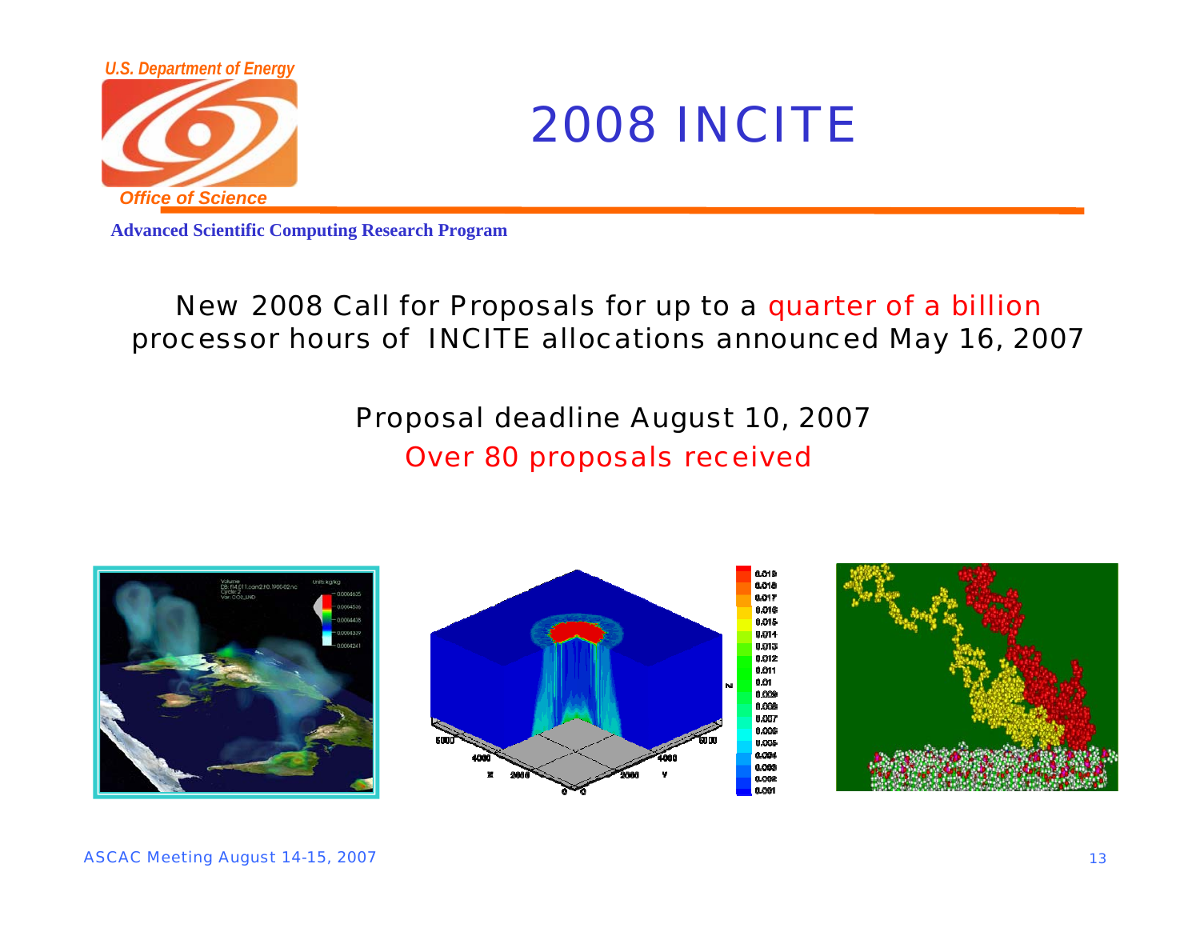# 2008 INCITE

New 2008 Call for Proposals for up to a quarter of a billion processor hours of INCITE allocations announced May 16, 2007

Proposal deadline August 10, 2007

Over 80 proposals received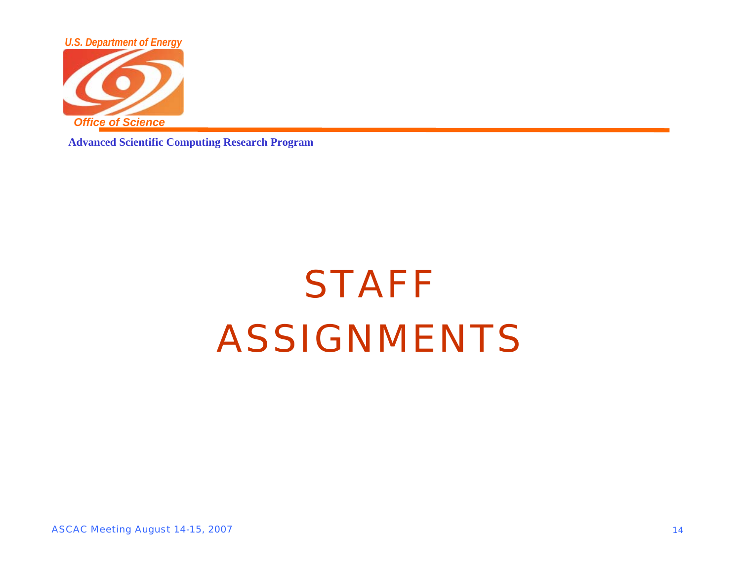# STAFF ASSIGNMENTS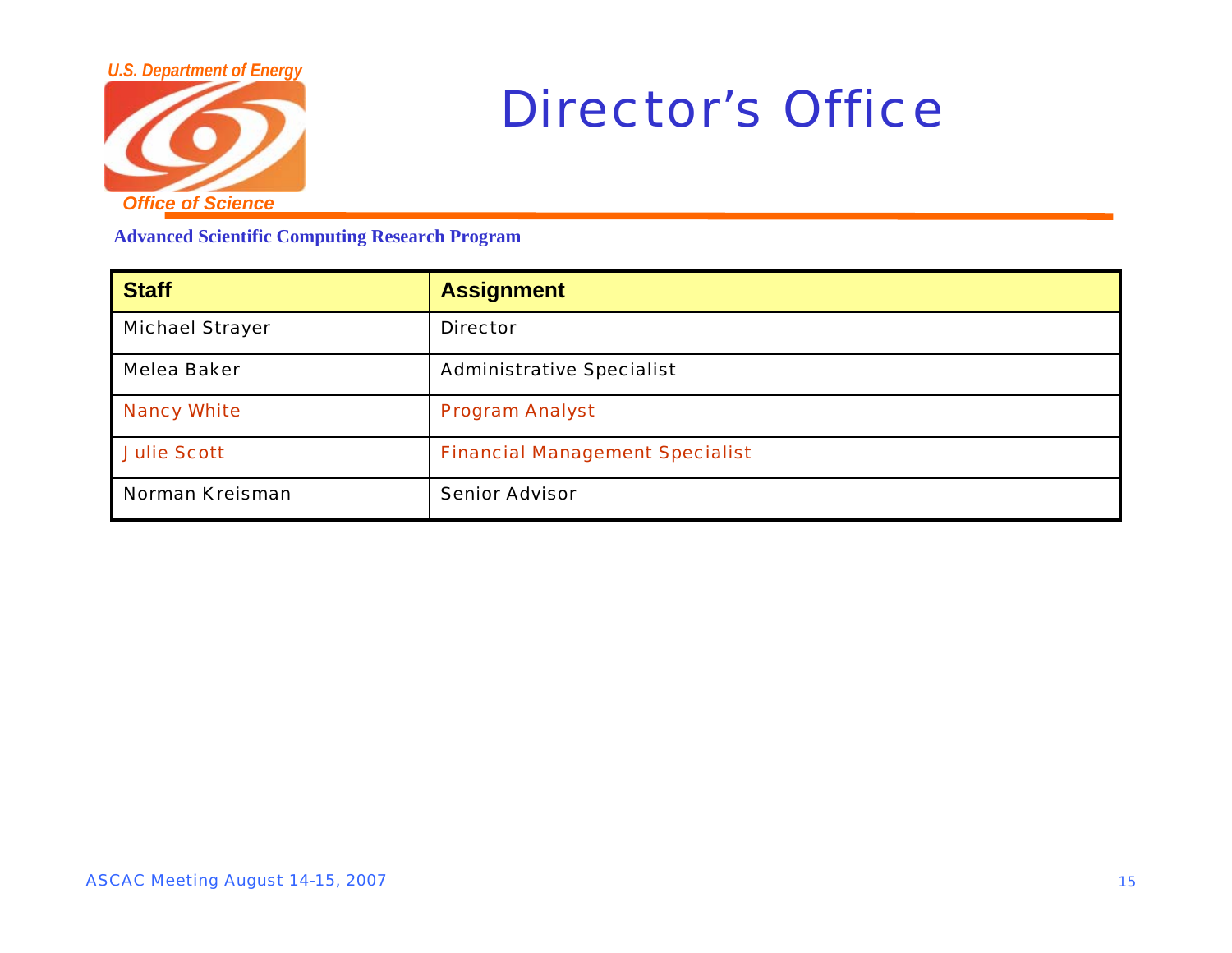# Director's Office

**Advanced Scientific Computing Research Program**

| **Staff** | **Assignment** |
| --- | --- |
| Michael Strayer | Director |
| Melea Baker | Administrative Specialist |
| Nancy White | Program Analyst |
| Julie Scott | Financial Management Specialist |
| Norman Kreisman | Senior Advisor |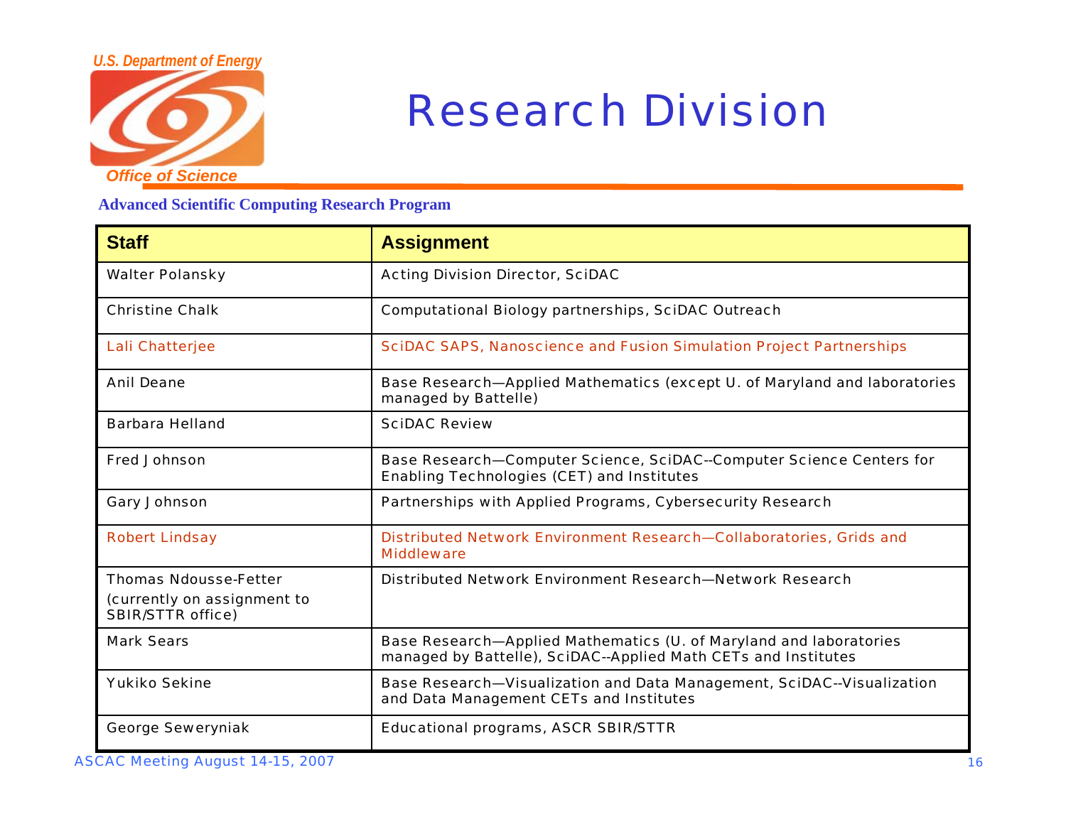# Research Division

**Advanced Scientific Computing Research Program**

| Staff | Assignment |
|---|---|
| Walter Polansky | Acting Division Director, SciDAC |
| Christine Chalk | Computational Biology partnerships, SciDAC Outreach |
| Lali Chatterjee | SciDAC SAPS, Nanoscience and Fusion Simulation Project Partnerships |
| Anil Deane | Base Research—Applied Mathematics (except U. of Maryland and laboratories managed by Battelle) |
| Barbara Helland | SciDAC Review |
| Fred Johnson | Base Research—Computer Science, SciDAC--Computer Science Centers for Enabling Technologies (CET) and Institutes |
| Gary Johnson | Partnerships with Applied Programs, Cybersecurity Research |
| Robert Lindsay | Distributed Network Environment Research—Collaboratories, Grids and Middleware |
| Thomas Ndousse-Fetter (currently on assignment to SBIR/STTR office) | Distributed Network Environment Research—Network Research |
| Mark Sears | Base Research—Applied Mathematics (U. of Maryland and laboratories managed by Battelle), SciDAC--Applied Math CETs and Institutes |
| Yukiko Sekine | Base Research—Visualization and Data Management, SciDAC--Visualization and Data Management CETs and Institutes |
| George Seweryniak | Educational programs, ASCR SBIR/STTR |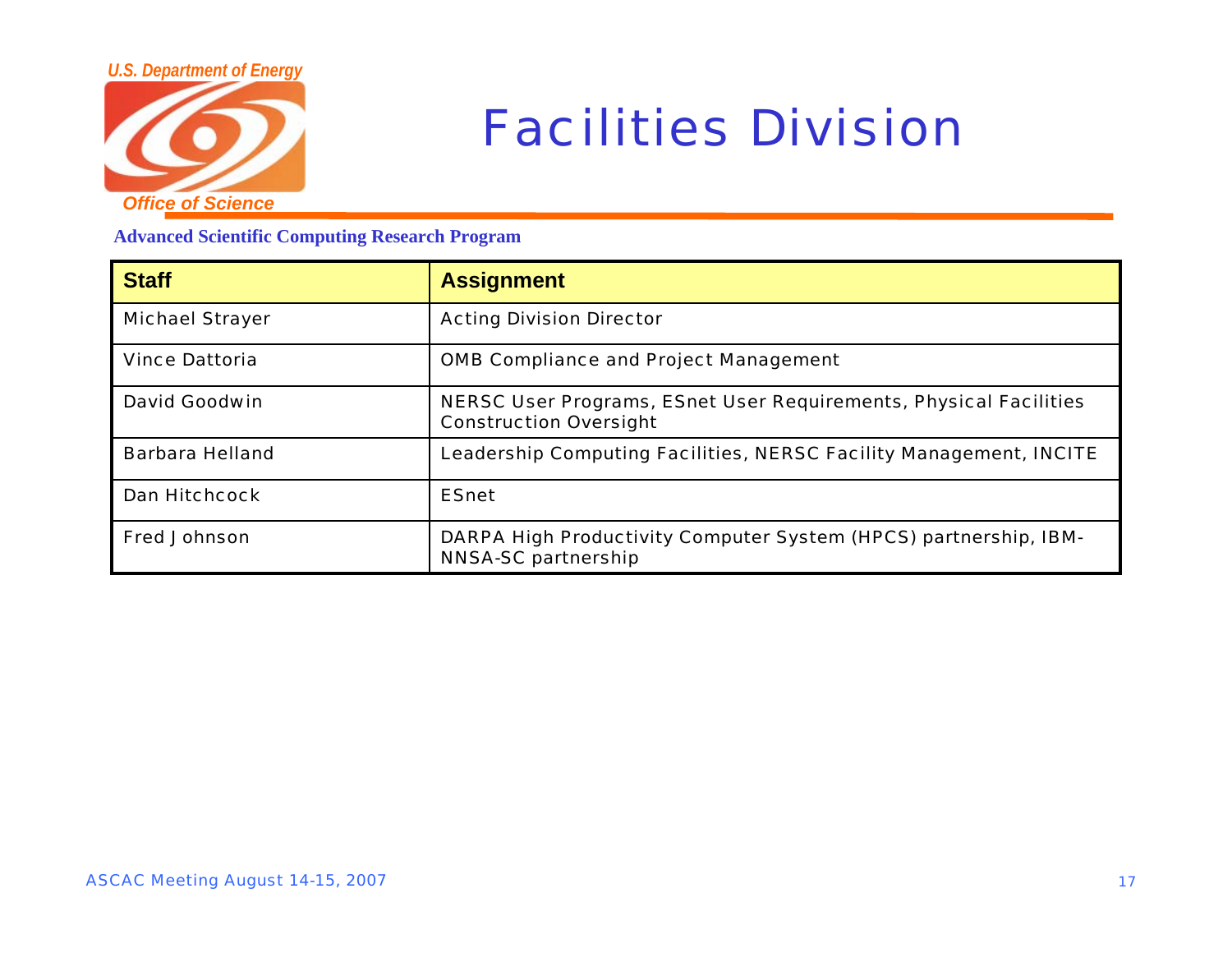# Facilities Division

**Advanced Scientific Computing Research Program**

| Staff | Assignment |
| --- | --- |
| Michael Strayer | Acting Division Director |
| Vince Dattoria | OMB Compliance and Project Management |
| David Goodwin | NERSC User Programs, ESnet User Requirements, Physical Facilities Construction Oversight |
| Barbara Helland | Leadership Computing Facilities, NERSC Facility Management, INCITE |
| Dan Hitchcock | ESnet |
| Fred Johnson | DARPA High Productivity Computer System (HPCS) partnership, IBM-NNSA-SC partnership |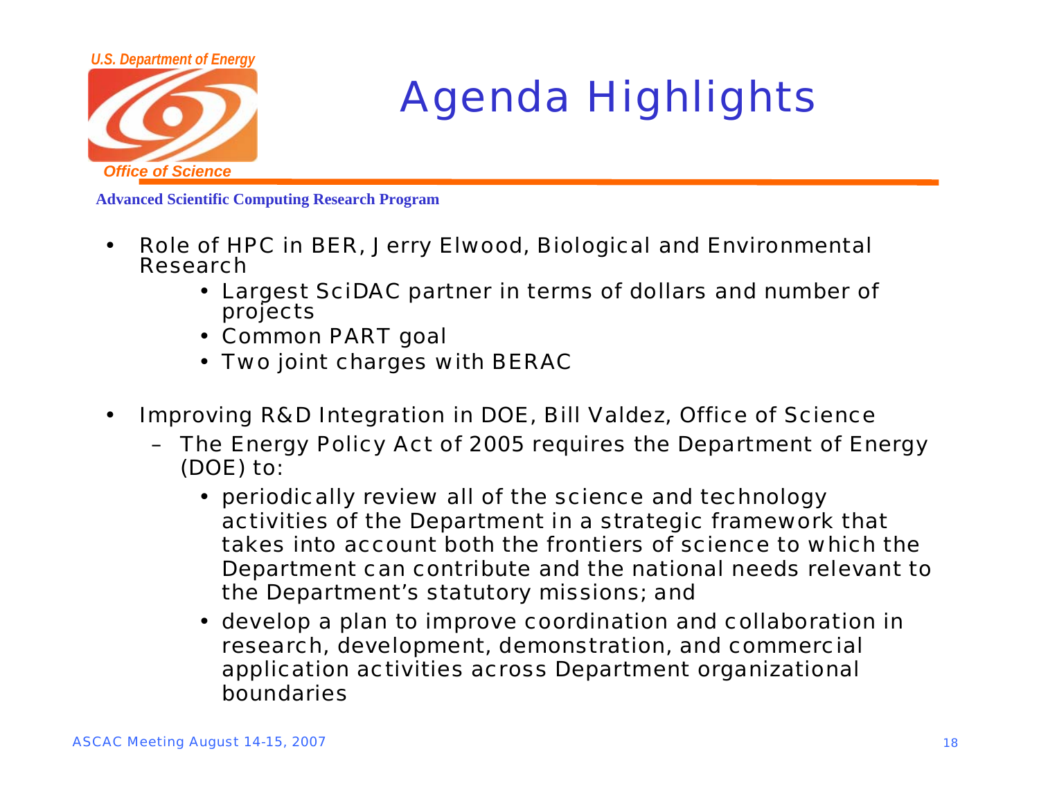U.S. Department of Energy

Office of Science

# Agenda Highlights

**Advanced Scientific Computing Research Program**

- Role of HPC in BER, Jerry Elwood, Biological and Environmental Research
    - Largest SciDAC partner in terms of dollars and number of projects
    - Common PART goal
    - Two joint charges with BERAC

- Improving R&D Integration in DOE, Bill Valdez, Office of Science
    - The Energy Policy Act of 2005 requires the Department of Energy (DOE) to:
        - periodically review all of the science and technology activities of the Department in a strategic framework that takes into account both the frontiers of science to which the Department can contribute and the national needs relevant to the Department's statutory missions; and
        - develop a plan to improve coordination and collaboration in research, development, demonstration, and commercial application activities across Department organizational boundaries

ASCAC Meeting August 14-15, 2007